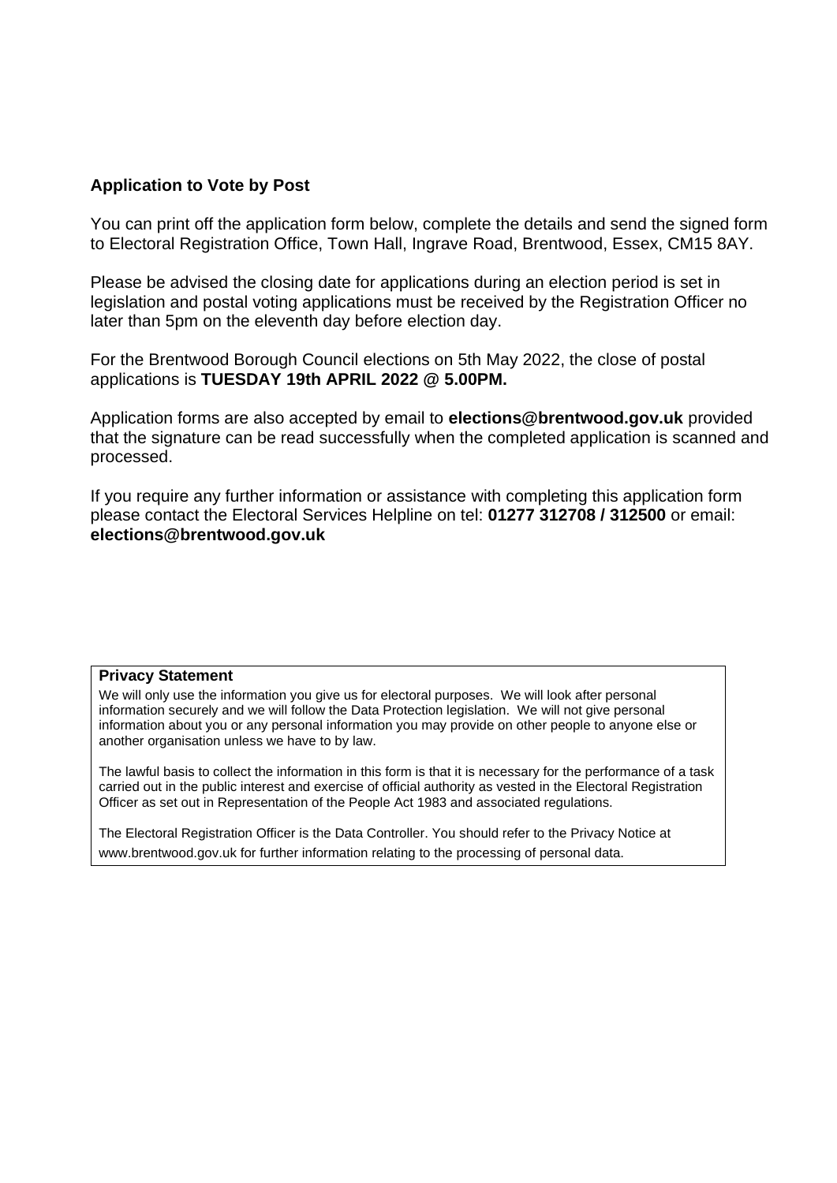## Application to Vote by Post

You can print off the application form below, complete the details and send the signed form to Electoral Registration Office, Town Hall, Ingrave Road, Brentwood, Essex, CM15 8AY.

Please be advised the closing date for applications during an election period is set in legislation and postal voting applications must be received by the Registration Officer no later than 5pm on the eleventh day before election day.

For the Brentwood Borough Council elections on 5th May 2022, the close of postal applications is **TUESDAY 19th APRIL 2022 @ 5.00PM.**

Application forms are also accepted by email to **elections@brentwood.gov.uk** provided that the signature can be read successfully when the completed application is scanned and processed.

If you require any further information or assistance with completing this application form please contact the Electoral Services Helpline on tel: **01277 312708 / 312500** or email: **elections@brentwood.gov.uk**

**Privacy Statement**

We will only use the information you give us for electoral purposes. We will look after personal information securely and we will follow the Data Protection legislation. We will not give personal information about you or any personal information you may provide on other people to anyone else or another organisation unless we have to by law.

The lawful basis to collect the information in this form is that it is necessary for the performance of a task carried out in the public interest and exercise of official authority as vested in the Electoral Registration Officer as set out in Representation of the People Act 1983 and associated regulations.

The Electoral Registration Officer is the Data Controller. You should refer to the Privacy Notice at www.brentwood.gov.uk for further information relating to the processing of personal data.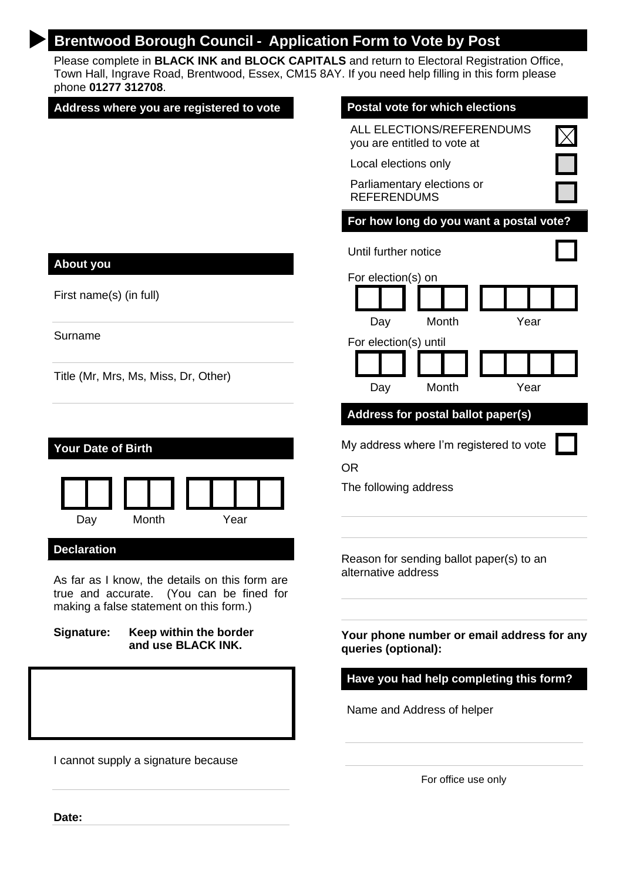# Brentwood Borough Council - Application Form to Vote by Post

Please complete in **BLACK INK and BLOCK CAPITALS** and return to Electoral Registration Office, Town Hall, Ingrave Road, Brentwood, Essex, CM15 8AY. If you need help filling in this form please phone **01277 312708**.

## Address where you are registered to vote

## About you

First name(s) (in full)

Surname

Title (Mr, Mrs, Ms, Miss, Dr, Other)

## Your Date of Birth

Day Month Year

## Declaration

As far as I know, the details on this form are true and accurate. (You can be fined for making a false statement on this form.)

**Signature: Keep within the border and use BLACK INK.**

I cannot supply a signature because

**Date:**

## Postal vote for which elections

- ALL ELECTIONS/REFERENDUMS you are entitled to vote at ☒
- Local elections only ☐
- Parliamentary elections or REFERENDUMS ☐

## For how long do you want a postal vote?

Until further notice ☐

For election(s) on

Day Month Year

For election(s) until

Day Month Year

## Address for postal ballot paper(s)

My address where I'm registered to vote ☐

OR

The following address

Reason for sending ballot paper(s) to an alternative address

**Your phone number or email address for any queries (optional):**

## Have you had help completing this form?

Name and Address of helper

For office use only